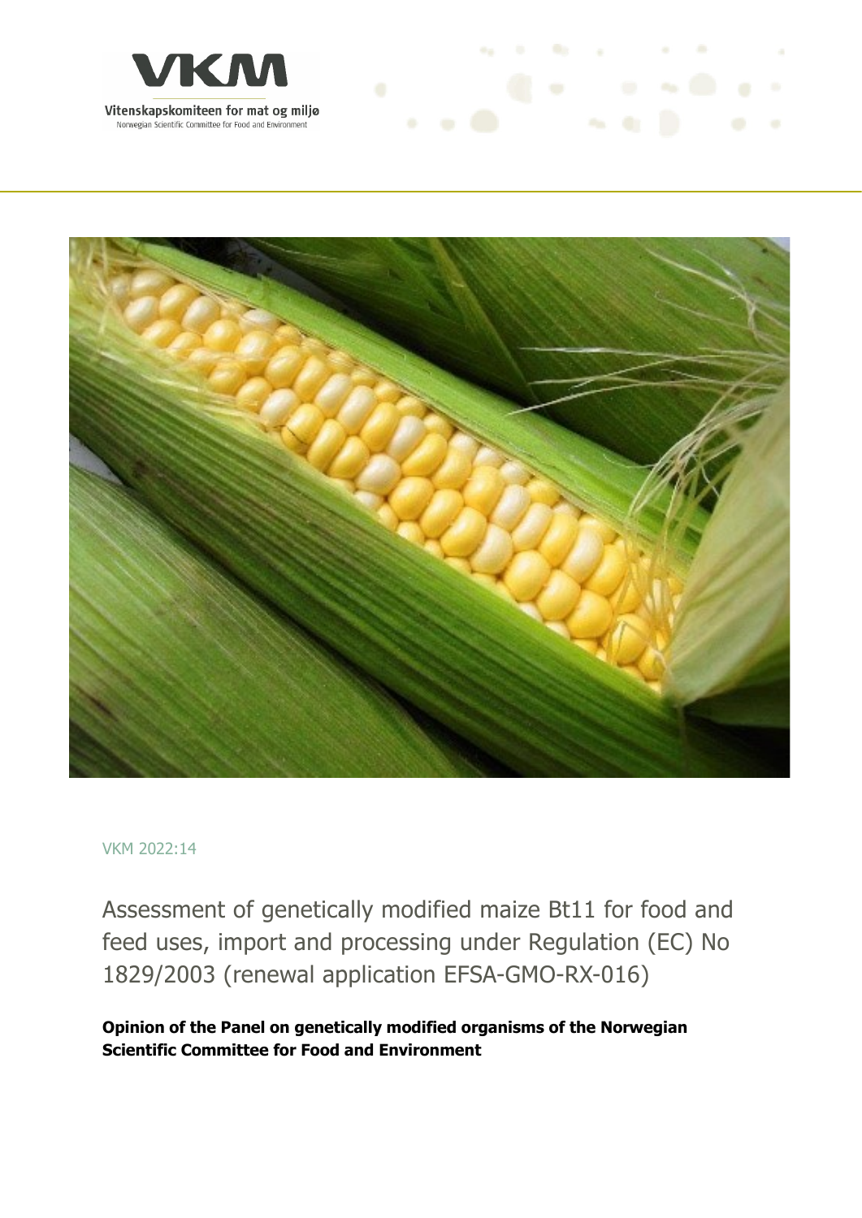VKM

Vitenskapskomiteen for mat og miljø

Norwegian Scientific Committee for Food and Environment

VKM 2022:14

# Assessment of genetically modified maize Bt11 for food and feed uses, import and processing under Regulation (EC) No 1829/2003 (renewal application EFSA-GMO-RX-016)

**Opinion of the Panel on genetically modified organisms of the Norwegian Scientific Committee for Food and Environment**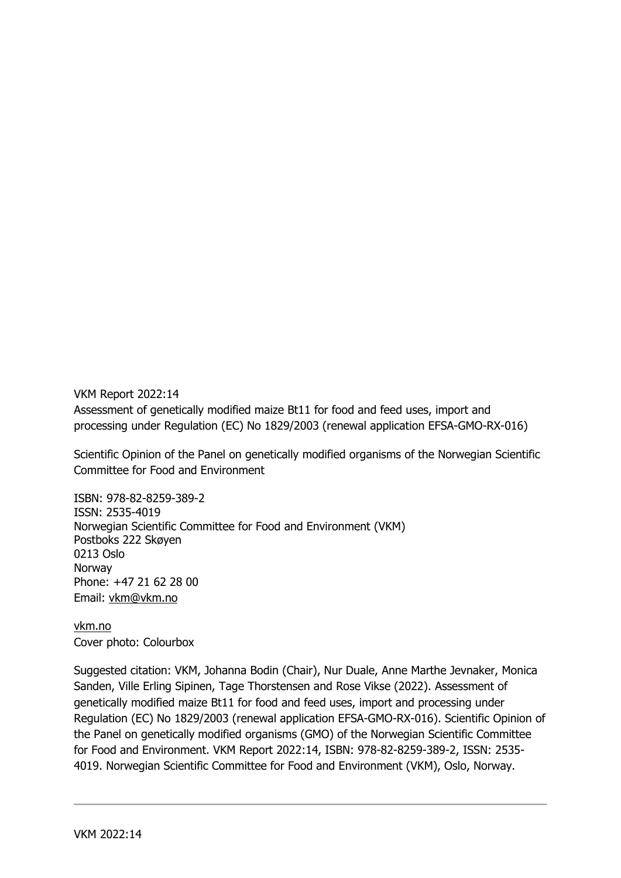VKM Report 2022:14
Assessment of genetically modified maize Bt11 for food and feed uses, import and processing under Regulation (EC) No 1829/2003 (renewal application EFSA-GMO-RX-016)

Scientific Opinion of the Panel on genetically modified organisms of the Norwegian Scientific Committee for Food and Environment

ISBN: 978-82-8259-389-2
ISSN: 2535-4019
Norwegian Scientific Committee for Food and Environment (VKM)
Postboks 222 Skøyen
0213 Oslo
Norway
Phone: +47 21 62 28 00
Email: vkm@vkm.no

vkm.no
Cover photo: Colourbox

Suggested citation: VKM, Johanna Bodin (Chair), Nur Duale, Anne Marthe Jevnaker, Monica Sanden, Ville Erling Sipinen, Tage Thorstensen and Rose Vikse (2022). Assessment of genetically modified maize Bt11 for food and feed uses, import and processing under Regulation (EC) No 1829/2003 (renewal application EFSA-GMO-RX-016). Scientific Opinion of the Panel on genetically modified organisms (GMO) of the Norwegian Scientific Committee for Food and Environment. VKM Report 2022:14, ISBN: 978-82-8259-389-2, ISSN: 2535-4019. Norwegian Scientific Committee for Food and Environment (VKM), Oslo, Norway.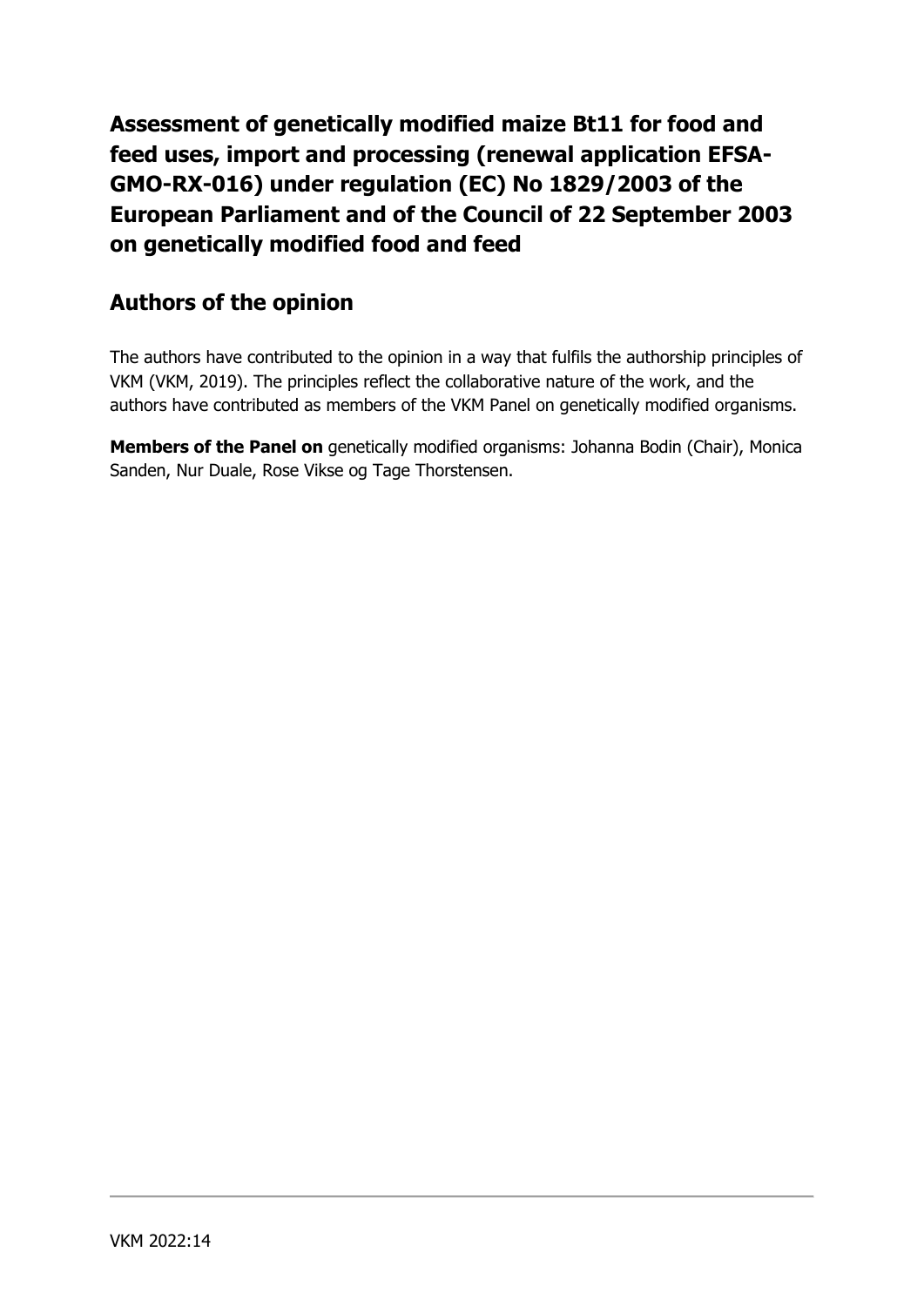# Assessment of genetically modified maize Bt11 for food and feed uses, import and processing (renewal application EFSA-GMO-RX-016) under regulation (EC) No 1829/2003 of the European Parliament and of the Council of 22 September 2003 on genetically modified food and feed

## Authors of the opinion

The authors have contributed to the opinion in a way that fulfils the authorship principles of VKM (VKM, 2019). The principles reflect the collaborative nature of the work, and the authors have contributed as members of the VKM Panel on genetically modified organisms.

**Members of the Panel on** genetically modified organisms: Johanna Bodin (Chair), Monica Sanden, Nur Duale, Rose Vikse og Tage Thorstensen.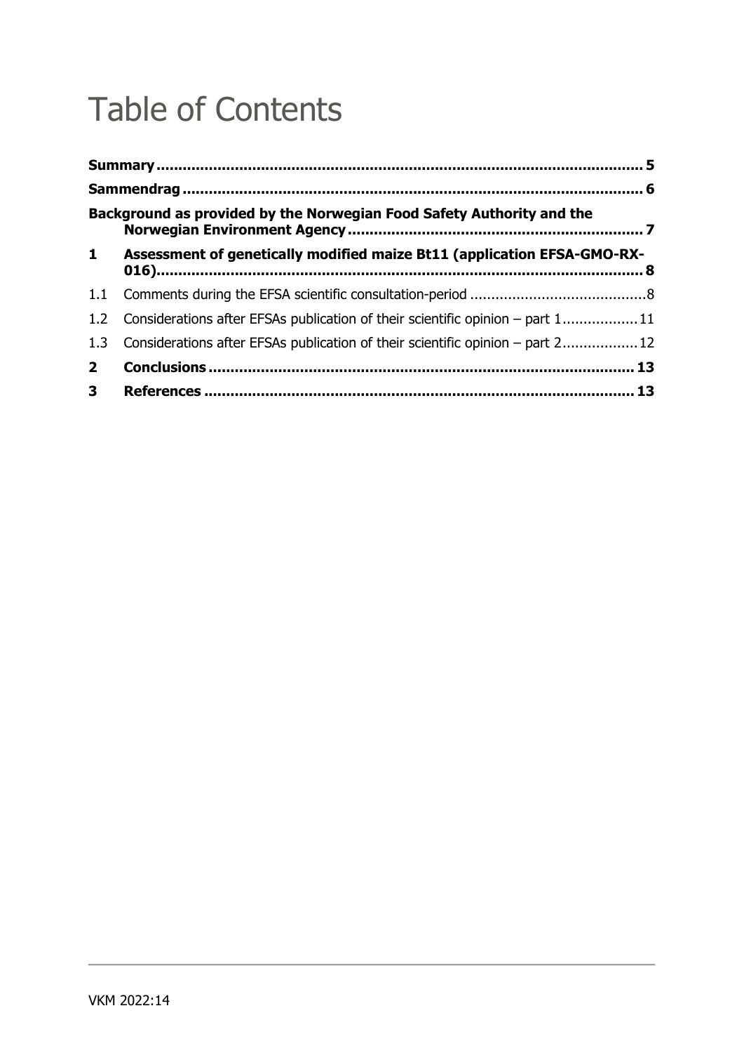# Table of Contents

**Summary** .......... **5**

**Sammendrag** .......... **6**

**Background as provided by the Norwegian Food Safety Authority and the Norwegian Environment Agency** .......... **7**

**1 Assessment of genetically modified maize Bt11 (application EFSA-GMO-RX-016)** .......... **8**

1.1 Comments during the EFSA scientific consultation-period .......... 8

1.2 Considerations after EFSAs publication of their scientific opinion – part 1 .......... 11

1.3 Considerations after EFSAs publication of their scientific opinion – part 2 .......... 12

**2 Conclusions** .......... **13**

**3 References** .......... **13**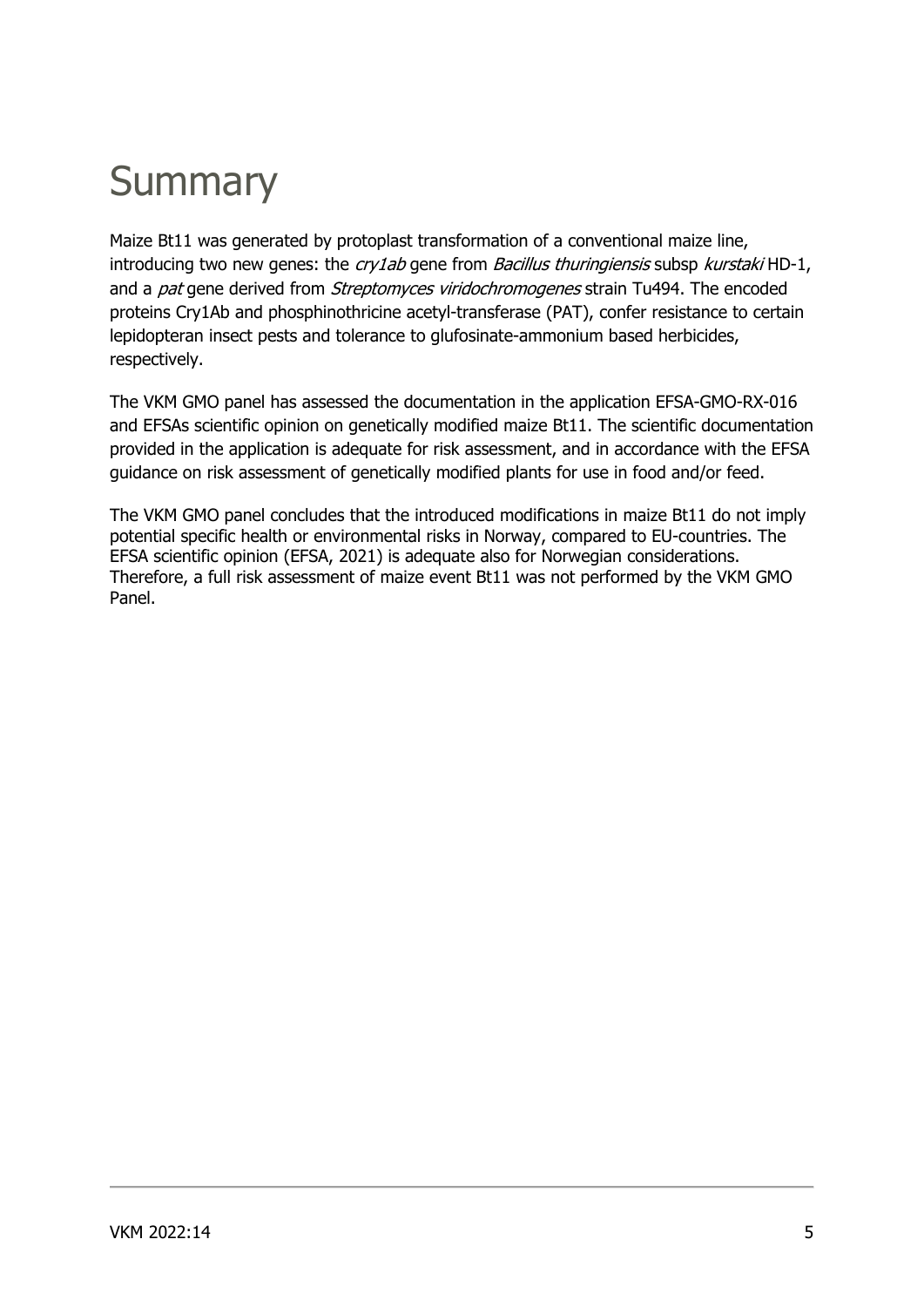# Summary

Maize Bt11 was generated by protoplast transformation of a conventional maize line, introducing two new genes: the *cry1ab* gene from *Bacillus thuringiensis* subsp *kurstaki* HD-1, and a *pat* gene derived from *Streptomyces viridochromogenes* strain Tu494. The encoded proteins Cry1Ab and phosphinothricine acetyl-transferase (PAT), confer resistance to certain lepidopteran insect pests and tolerance to glufosinate-ammonium based herbicides, respectively.

The VKM GMO panel has assessed the documentation in the application EFSA-GMO-RX-016 and EFSAs scientific opinion on genetically modified maize Bt11. The scientific documentation provided in the application is adequate for risk assessment, and in accordance with the EFSA guidance on risk assessment of genetically modified plants for use in food and/or feed.

The VKM GMO panel concludes that the introduced modifications in maize Bt11 do not imply potential specific health or environmental risks in Norway, compared to EU-countries. The EFSA scientific opinion (EFSA, 2021) is adequate also for Norwegian considerations. Therefore, a full risk assessment of maize event Bt11 was not performed by the VKM GMO Panel.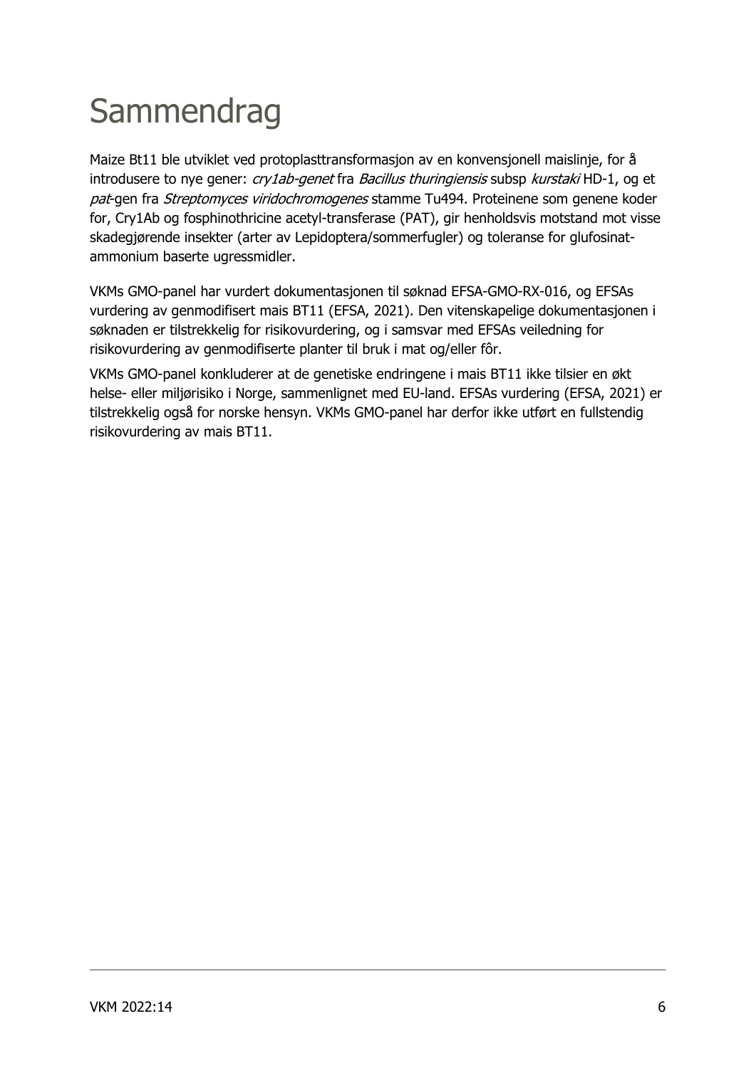# Sammendrag

Maize Bt11 ble utviklet ved protoplasttransformasjon av en konvensjonell maislinje, for å introdusere to nye gener: *cry1ab-genet* fra *Bacillus thuringiensis* subsp *kurstaki* HD-1, og et *pat*-gen fra *Streptomyces viridochromogenes* stamme Tu494. Proteinene som genene koder for, Cry1Ab og fosphinothricine acetyl-transferase (PAT), gir henholdsvis motstand mot visse skadegjørende insekter (arter av Lepidoptera/sommerfugler) og toleranse for glufosinat-ammonium baserte ugressmidler.

VKMs GMO-panel har vurdert dokumentasjonen til søknad EFSA-GMO-RX-016, og EFSAs vurdering av genmodifisert mais BT11 (EFSA, 2021). Den vitenskapelige dokumentasjonen i søknaden er tilstrekkelig for risikovurdering, og i samsvar med EFSAs veiledning for risikovurdering av genmodifiserte planter til bruk i mat og/eller fôr.

VKMs GMO-panel konkluderer at de genetiske endringene i mais BT11 ikke tilsier en økt helse- eller miljørisiko i Norge, sammenlignet med EU-land. EFSAs vurdering (EFSA, 2021) er tilstrekkelig også for norske hensyn. VKMs GMO-panel har derfor ikke utført en fullstendig risikovurdering av mais BT11.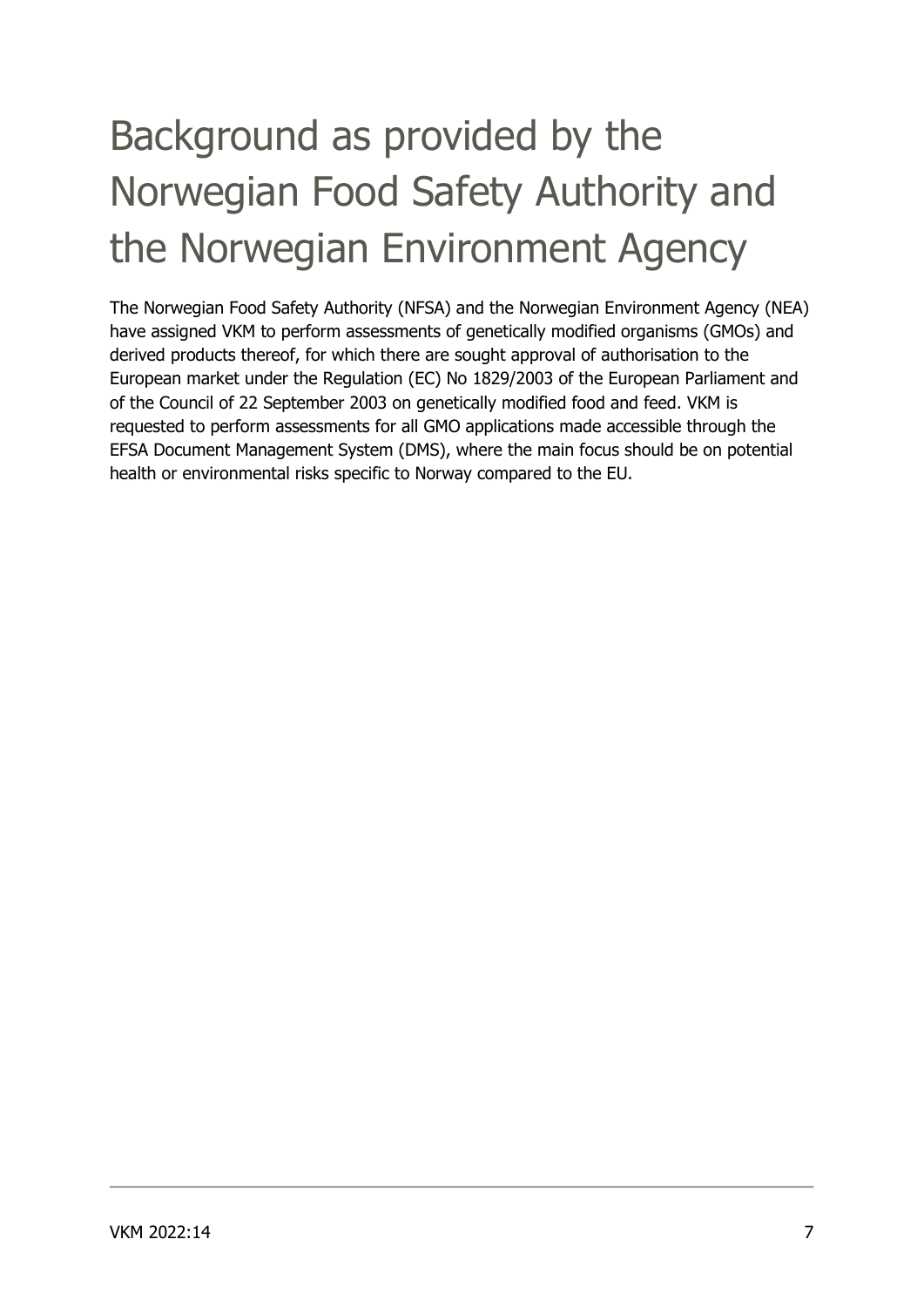# Background as provided by the Norwegian Food Safety Authority and the Norwegian Environment Agency

The Norwegian Food Safety Authority (NFSA) and the Norwegian Environment Agency (NEA) have assigned VKM to perform assessments of genetically modified organisms (GMOs) and derived products thereof, for which there are sought approval of authorisation to the European market under the Regulation (EC) No 1829/2003 of the European Parliament and of the Council of 22 September 2003 on genetically modified food and feed. VKM is requested to perform assessments for all GMO applications made accessible through the EFSA Document Management System (DMS), where the main focus should be on potential health or environmental risks specific to Norway compared to the EU.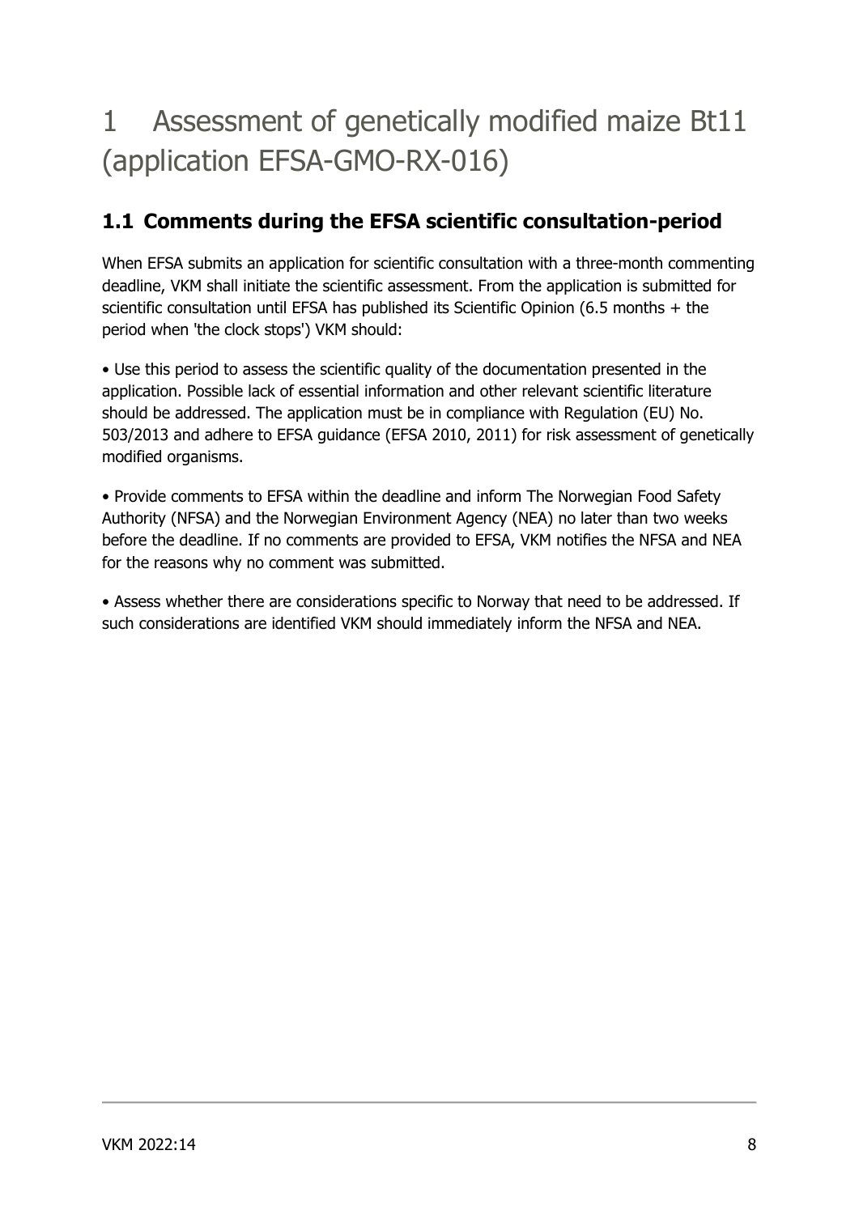# 1 Assessment of genetically modified maize Bt11 (application EFSA-GMO-RX-016)

## 1.1 Comments during the EFSA scientific consultation-period

When EFSA submits an application for scientific consultation with a three-month commenting deadline, VKM shall initiate the scientific assessment. From the application is submitted for scientific consultation until EFSA has published its Scientific Opinion (6.5 months + the period when 'the clock stops') VKM should:

• Use this period to assess the scientific quality of the documentation presented in the application. Possible lack of essential information and other relevant scientific literature should be addressed. The application must be in compliance with Regulation (EU) No. 503/2013 and adhere to EFSA guidance (EFSA 2010, 2011) for risk assessment of genetically modified organisms.

• Provide comments to EFSA within the deadline and inform The Norwegian Food Safety Authority (NFSA) and the Norwegian Environment Agency (NEA) no later than two weeks before the deadline. If no comments are provided to EFSA, VKM notifies the NFSA and NEA for the reasons why no comment was submitted.

• Assess whether there are considerations specific to Norway that need to be addressed. If such considerations are identified VKM should immediately inform the NFSA and NEA.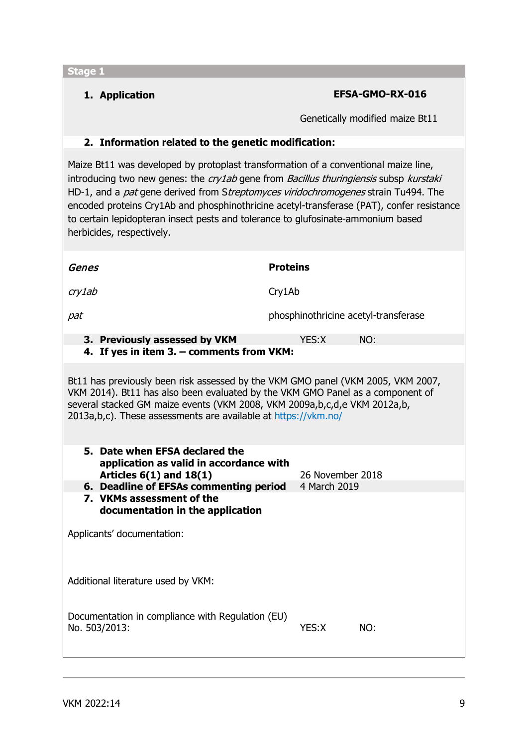**Stage 1**

1. **Application** — **EFSA-GMO-RX-016**

   Genetically modified maize Bt11

2. **Information related to the genetic modification:**

Maize Bt11 was developed by protoplast transformation of a conventional maize line, introducing two new genes: the *cry1ab* gene from *Bacillus thuringiensis* subsp *kurstaki* HD-1, and a *pat* gene derived from S*treptomyces viridochromogenes* strain Tu494. The encoded proteins Cry1Ab and phosphinothricine acetyl-transferase (PAT), confer resistance to certain lepidopteran insect pests and tolerance to glufosinate-ammonium based herbicides, respectively.

| *Genes* | **Proteins** |
|---|---|
| *cry1ab* | Cry1Ab |
| *pat* | phosphinothricine acetyl-transferase |

3. **Previously assessed by VKM** — YES:X NO:
4. **If yes in item 3. – comments from VKM:**

Bt11 has previously been risk assessed by the VKM GMO panel (VKM 2005, VKM 2007, VKM 2014). Bt11 has also been evaluated by the VKM GMO Panel as a component of several stacked GM maize events (VKM 2008, VKM 2009a,b,c,d,e VKM 2012a,b, 2013a,b,c). These assessments are available at https://vkm.no/

5. **Date when EFSA declared the application as valid in accordance with Articles 6(1) and 18(1)** — 26 November 2018
6. **Deadline of EFSAs commenting period** — 4 March 2019
7. **VKMs assessment of the documentation in the application**

Applicants' documentation:

Additional literature used by VKM:

Documentation in compliance with Regulation (EU) No. 503/2013: YES:X NO: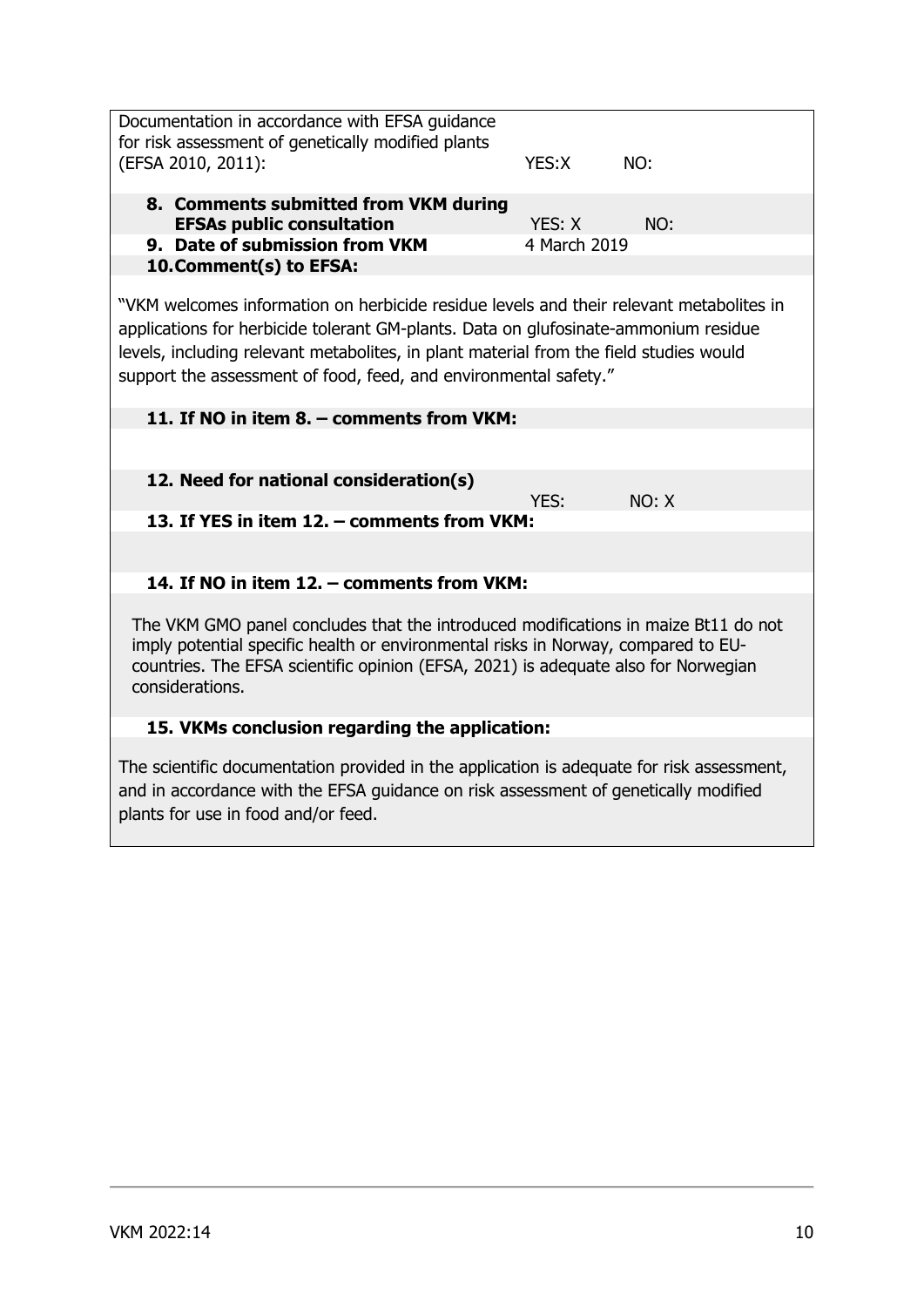| | | |
|---|---|---|
| Documentation in accordance with EFSA guidance for risk assessment of genetically modified plants (EFSA 2010, 2011): | YES:X | NO: |
| **8. Comments submitted from VKM during EFSAs public consultation** | YES: X | NO: |
| **9. Date of submission from VKM** | 4 March 2019 | |

**10. Comment(s) to EFSA:**

"VKM welcomes information on herbicide residue levels and their relevant metabolites in applications for herbicide tolerant GM-plants. Data on glufosinate-ammonium residue levels, including relevant metabolites, in plant material from the field studies would support the assessment of food, feed, and environmental safety."

**11. If NO in item 8. – comments from VKM:**

| | | |
|---|---|---|
| **12. Need for national consideration(s)** | YES: | NO: X |

**13. If YES in item 12. – comments from VKM:**

**14. If NO in item 12. – comments from VKM:**

The VKM GMO panel concludes that the introduced modifications in maize Bt11 do not imply potential specific health or environmental risks in Norway, compared to EU-countries. The EFSA scientific opinion (EFSA, 2021) is adequate also for Norwegian considerations.

**15. VKMs conclusion regarding the application:**

The scientific documentation provided in the application is adequate for risk assessment, and in accordance with the EFSA guidance on risk assessment of genetically modified plants for use in food and/or feed.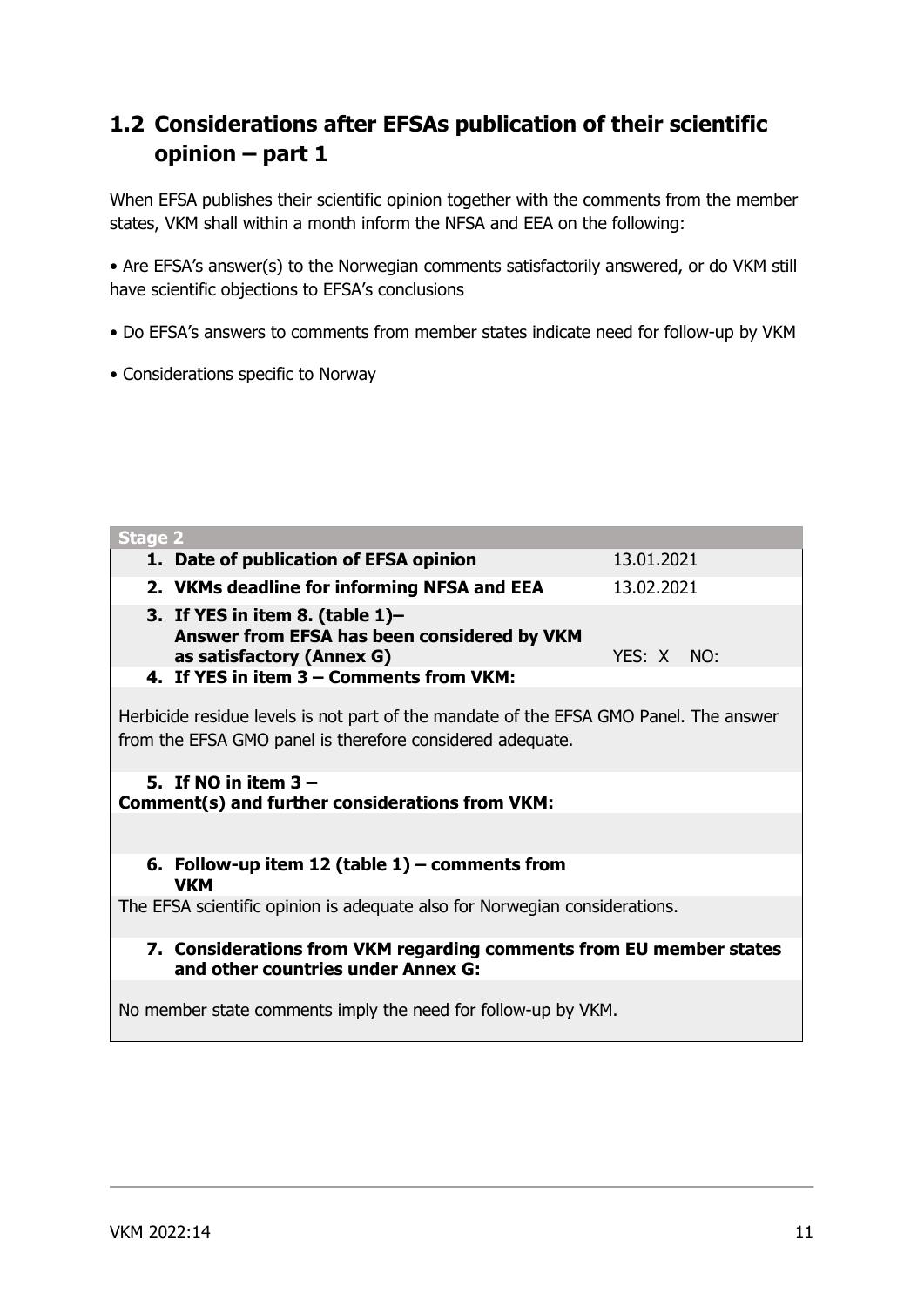## 1.2 Considerations after EFSAs publication of their scientific opinion – part 1

When EFSA publishes their scientific opinion together with the comments from the member states, VKM shall within a month inform the NFSA and EEA on the following:

• Are EFSA's answer(s) to the Norwegian comments satisfactorily answered, or do VKM still have scientific objections to EFSA's conclusions

• Do EFSA's answers to comments from member states indicate need for follow-up by VKM

• Considerations specific to Norway

| Stage 2 | |
|---|---|
| **1. Date of publication of EFSA opinion** | 13.01.2021 |
| **2. VKMs deadline for informing NFSA and EEA** | 13.02.2021 |
| **3. If YES in item 8. (table 1)– Answer from EFSA has been considered by VKM as satisfactory (Annex G)** | YES: X NO: |
| **4. If YES in item 3 – Comments from VKM:** | |
| Herbicide residue levels is not part of the mandate of the EFSA GMO Panel. The answer from the EFSA GMO panel is therefore considered adequate. | |
| **5. If NO in item 3 – Comment(s) and further considerations from VKM:** | |
| | |
| **6. Follow-up item 12 (table 1) – comments from VKM** | |
| The EFSA scientific opinion is adequate also for Norwegian considerations. | |
| **7. Considerations from VKM regarding comments from EU member states and other countries under Annex G:** | |
| No member state comments imply the need for follow-up by VKM. | |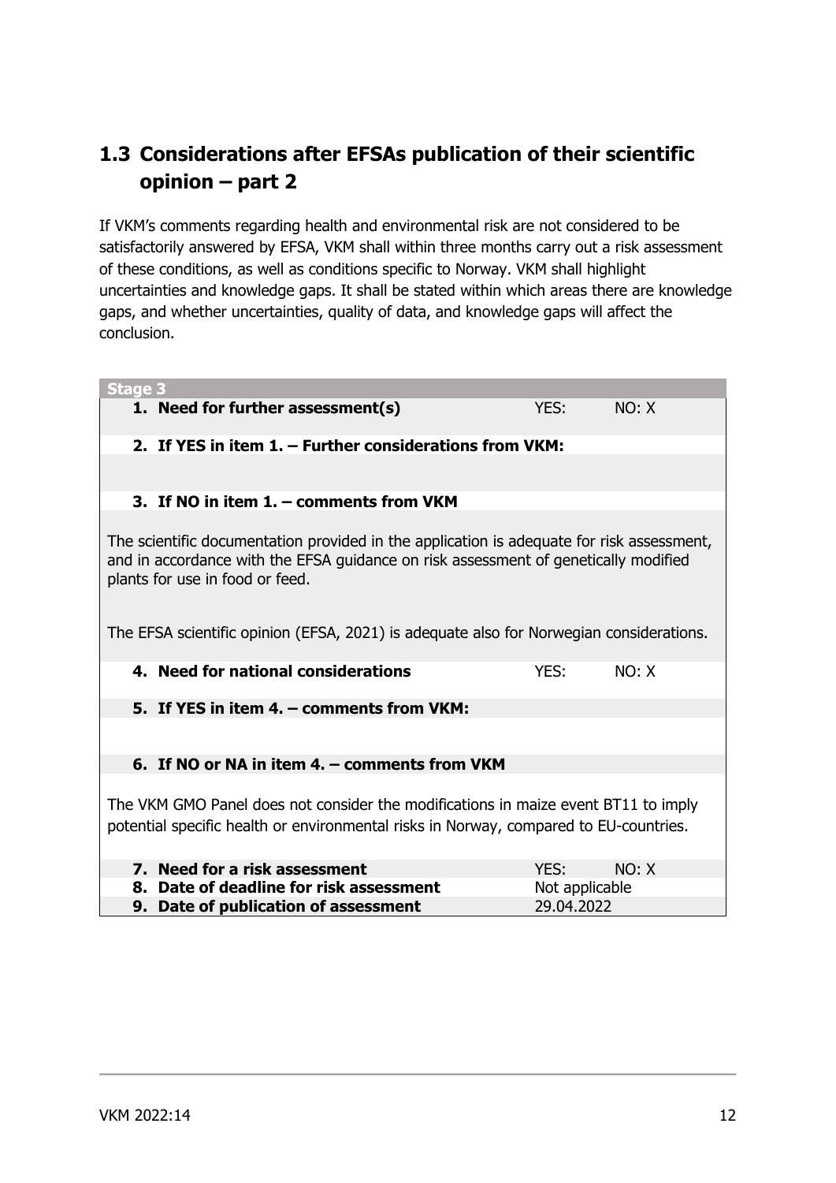## 1.3 Considerations after EFSAs publication of their scientific opinion – part 2

If VKM's comments regarding health and environmental risk are not considered to be satisfactorily answered by EFSA, VKM shall within three months carry out a risk assessment of these conditions, as well as conditions specific to Norway. VKM shall highlight uncertainties and knowledge gaps. It shall be stated within which areas there are knowledge gaps, and whether uncertainties, quality of data, and knowledge gaps will affect the conclusion.

| Stage 3 | | |
|---|---|---|
| **1. Need for further assessment(s)** | YES: | NO: X |
| **2. If YES in item 1. – Further considerations from VKM:** | | |
| | | |
| **3. If NO in item 1. – comments from VKM** | | |
| The scientific documentation provided in the application is adequate for risk assessment, and in accordance with the EFSA guidance on risk assessment of genetically modified plants for use in food or feed.<br><br>The EFSA scientific opinion (EFSA, 2021) is adequate also for Norwegian considerations. | | |
| **4. Need for national considerations** | YES: | NO: X |
| **5. If YES in item 4. – comments from VKM:** | | |
| | | |
| **6. If NO or NA in item 4. – comments from VKM** | | |
| The VKM GMO Panel does not consider the modifications in maize event BT11 to imply potential specific health or environmental risks in Norway, compared to EU-countries. | | |
| **7. Need for a risk assessment** | YES: | NO: X |
| **8. Date of deadline for risk assessment** | Not applicable | |
| **9. Date of publication of assessment** | 29.04.2022 | |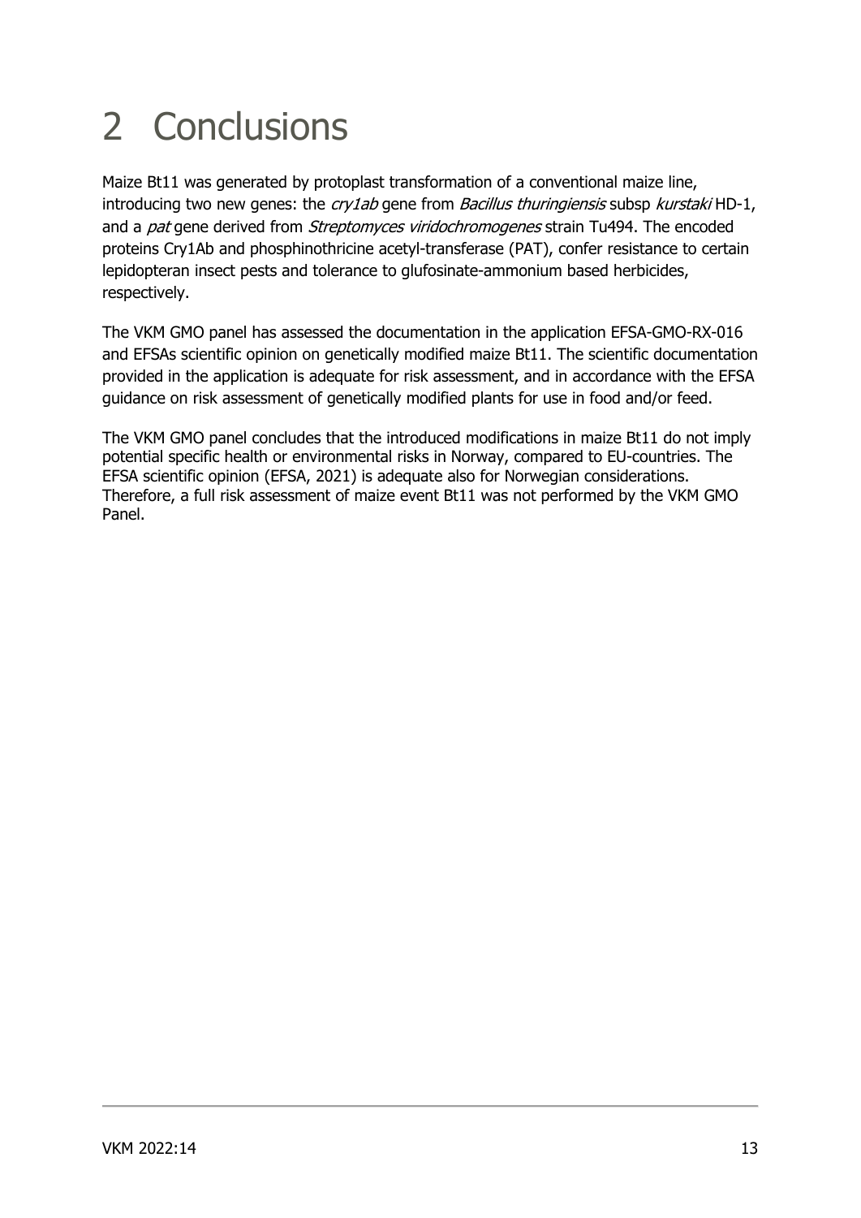# 2 Conclusions

Maize Bt11 was generated by protoplast transformation of a conventional maize line, introducing two new genes: the *cry1ab* gene from *Bacillus thuringiensis* subsp *kurstaki* HD-1, and a *pat* gene derived from *Streptomyces viridochromogenes* strain Tu494. The encoded proteins Cry1Ab and phosphinothricine acetyl-transferase (PAT), confer resistance to certain lepidopteran insect pests and tolerance to glufosinate-ammonium based herbicides, respectively.

The VKM GMO panel has assessed the documentation in the application EFSA-GMO-RX-016 and EFSAs scientific opinion on genetically modified maize Bt11. The scientific documentation provided in the application is adequate for risk assessment, and in accordance with the EFSA guidance on risk assessment of genetically modified plants for use in food and/or feed.

The VKM GMO panel concludes that the introduced modifications in maize Bt11 do not imply potential specific health or environmental risks in Norway, compared to EU-countries. The EFSA scientific opinion (EFSA, 2021) is adequate also for Norwegian considerations. Therefore, a full risk assessment of maize event Bt11 was not performed by the VKM GMO Panel.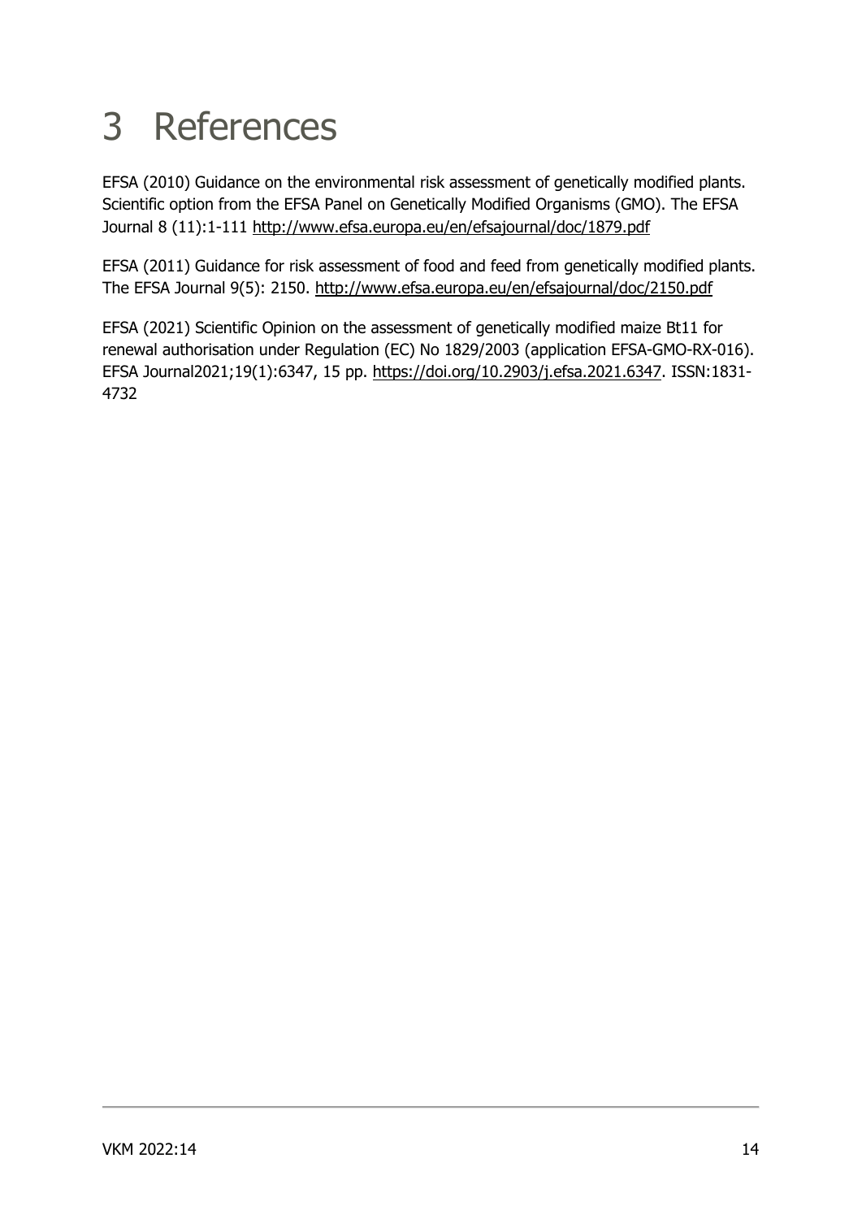# 3 References

EFSA (2010) Guidance on the environmental risk assessment of genetically modified plants. Scientific option from the EFSA Panel on Genetically Modified Organisms (GMO). The EFSA Journal 8 (11):1-111 http://www.efsa.europa.eu/en/efsajournal/doc/1879.pdf

EFSA (2011) Guidance for risk assessment of food and feed from genetically modified plants. The EFSA Journal 9(5): 2150. http://www.efsa.europa.eu/en/efsajournal/doc/2150.pdf

EFSA (2021) Scientific Opinion on the assessment of genetically modified maize Bt11 for renewal authorisation under Regulation (EC) No 1829/2003 (application EFSA-GMO-RX-016). EFSA Journal2021;19(1):6347, 15 pp. https://doi.org/10.2903/j.efsa.2021.6347. ISSN:1831-4732